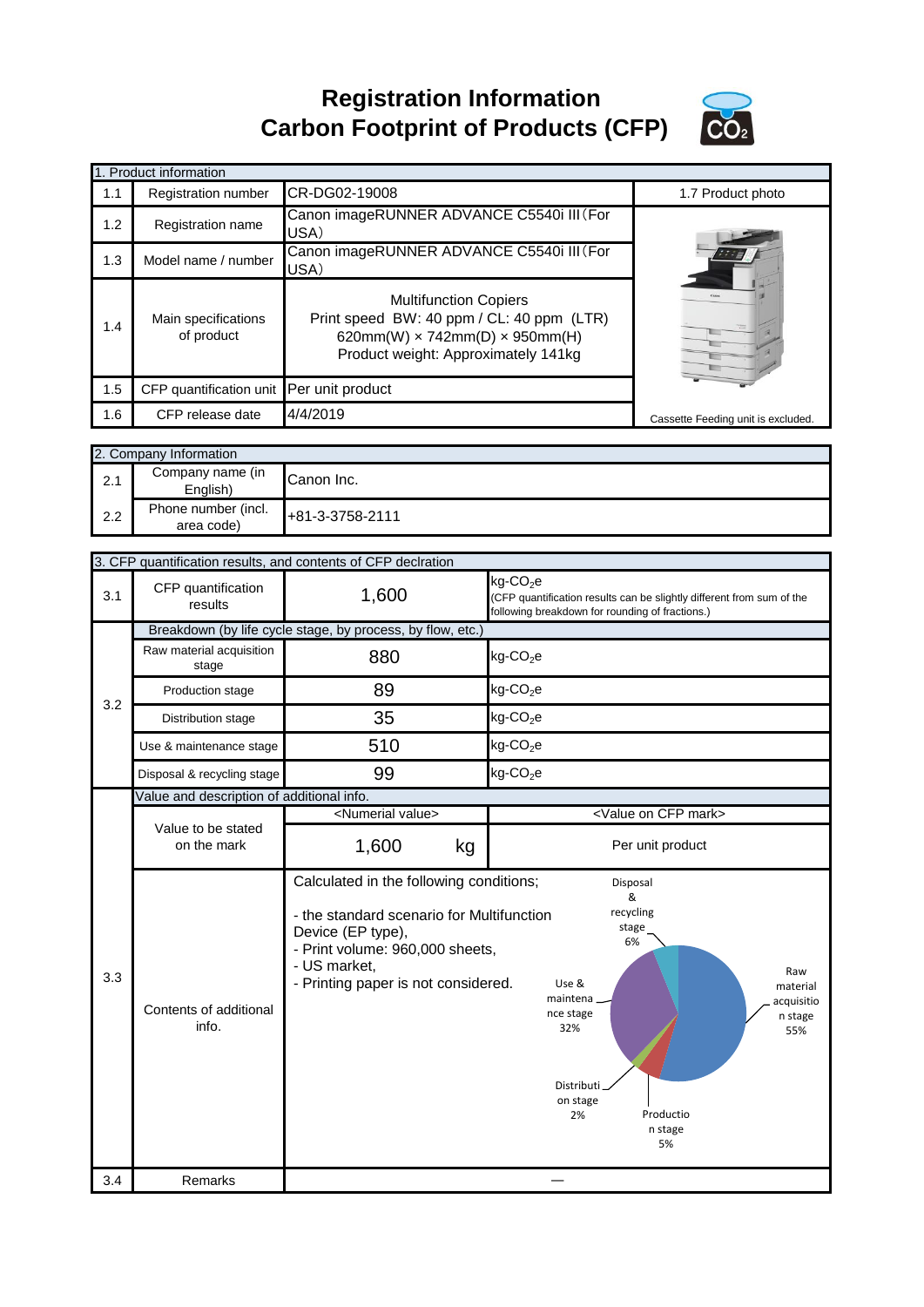# Registration Information
# Carbon Footprint of Products (CFP)

| 1. Product information | | | |
|---|---|---|---|
| 1.1 | Registration number | CR-DG02-19008 | 1.7 Product photo |
| 1.2 | Registration name | Canon imageRUNNER ADVANCE C5540i III (For USA) | |
| 1.3 | Model name / number | Canon imageRUNNER ADVANCE C5540i III (For USA) | |
| 1.4 | Main specifications of product | Multifunction Copiers<br>Print speed BW: 40 ppm / CL: 40 ppm (LTR)<br>620mm(W) × 742mm(D) × 950mm(H)<br>Product weight: Approximately 141kg | |
| 1.5 | CFP quantification unit | Per unit product | |
| 1.6 | CFP release date | 4/4/2019 | Cassette Feeding unit is excluded. |

| 2. Company Information | | |
|---|---|---|
| 2.1 | Company name (in English) | Canon Inc. |
| 2.2 | Phone number (incl. area code) | +81-3-3758-2111 |

| 3. CFP quantification results, and contents of CFP declration | | | |
|---|---|---|---|
| 3.1 | CFP quantification results | 1,600 | $kg\text{-}CO_2e$ (CFP quantification results can be slightly different from sum of the following breakdown for rounding of fractions.) |
| 3.2 | Breakdown (by life cycle stage, by process, by flow, etc.) | | |
| | Raw material acquisition stage | 880 | $kg\text{-}CO_2e$ |
| | Production stage | 89 | $kg\text{-}CO_2e$ |
| | Distribution stage | 35 | $kg\text{-}CO_2e$ |
| | Use & maintenance stage | 510 | $kg\text{-}CO_2e$ |
| | Disposal & recycling stage | 99 | $kg\text{-}CO_2e$ |
| 3.3 | Value and description of additional info. | | |
| | Value to be stated on the mark | <Numerial value><br>1,600 kg | <Value on CFP mark><br>Per unit product |
| | Contents of additional info. | Calculated in the following conditions;<br>- the standard scenario for Multifunction Device (EP type),<br>- Print volume: 960,000 sheets,<br>- US market,<br>- Printing paper is not considered. | Raw material acquisition stage 55%<br>Production stage 5%<br>Distribution stage 2%<br>Use & maintenance stage 32%<br>Disposal & recycling stage 6% |
| 3.4 | Remarks | — | |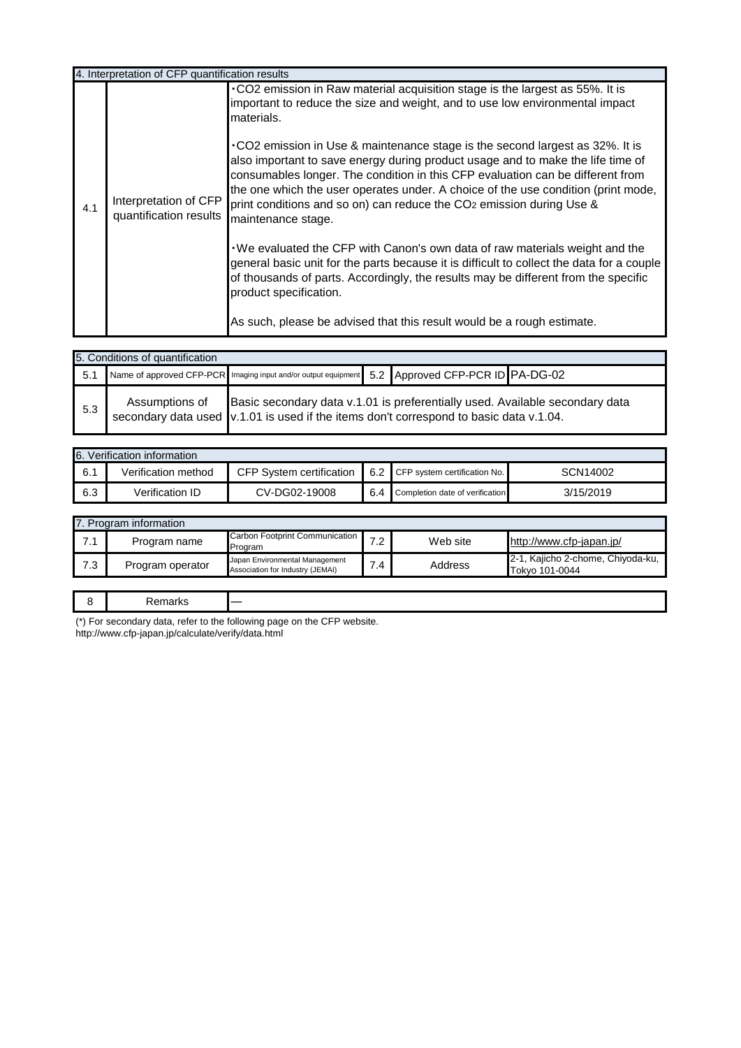| 4. Interpretation of CFP quantification results | | |
|---|---|---|
| 4.1 | Interpretation of CFP quantification results | ・$CO_2$ emission in Raw material acquisition stage is the largest as 55%. It is important to reduce the size and weight, and to use low environmental impact materials.<br><br>・$CO_2$ emission in Use & maintenance stage is the second largest as 32%. It is also important to save energy during product usage and to make the life time of consumables longer. The condition in this CFP evaluation can be different from the one which the user operates under. A choice of the use condition (print mode, print conditions and so on) can reduce the $CO_2$ emission during Use & maintenance stage.<br><br>・We evaluated the CFP with Canon's own data of raw materials weight and the general basic unit for the parts because it is difficult to collect the data for a couple of thousands of parts. Accordingly, the results may be different from the specific product specification.<br><br>As such, please be advised that this result would be a rough estimate. |

| 5. Conditions of quantification | | | | | |
|---|---|---|---|---|---|
| 5.1 | Name of approved CFP-PCR | Imaging input and/or output equipment | 5.2 | Approved CFP-PCR ID | PA-DG-02 |
| 5.3 | Assumptions of secondary data used | Basic secondary data v.1.01 is preferentially used. Available secondary data v.1.01 is used if the items don't correspond to basic data v.1.04. | | | |

| 6. Verification information | | | | | |
|---|---|---|---|---|---|
| 6.1 | Verification method | CFP System certification | 6.2 | CFP system certification No. | SCN14002 |
| 6.3 | Verification ID | CV-DG02-19008 | 6.4 | Completion date of verification | 3/15/2019 |

| 7. Program information | | | | | |
|---|---|---|---|---|---|
| 7.1 | Program name | Carbon Footprint Communication Program | 7.2 | Web site | http://www.cfp-japan.jp/ |
| 7.3 | Program operator | Japan Environmental Management Association for Industry (JEMAI) | 7.4 | Address | 2-1, Kajicho 2-chome, Chiyoda-ku, Tokyo 101-0044 |

| | | |
|---|---|---|
| 8 | Remarks | — |

(*) For secondary data, refer to the following page on the CFP website.
http://www.cfp-japan.jp/calculate/verify/data.html